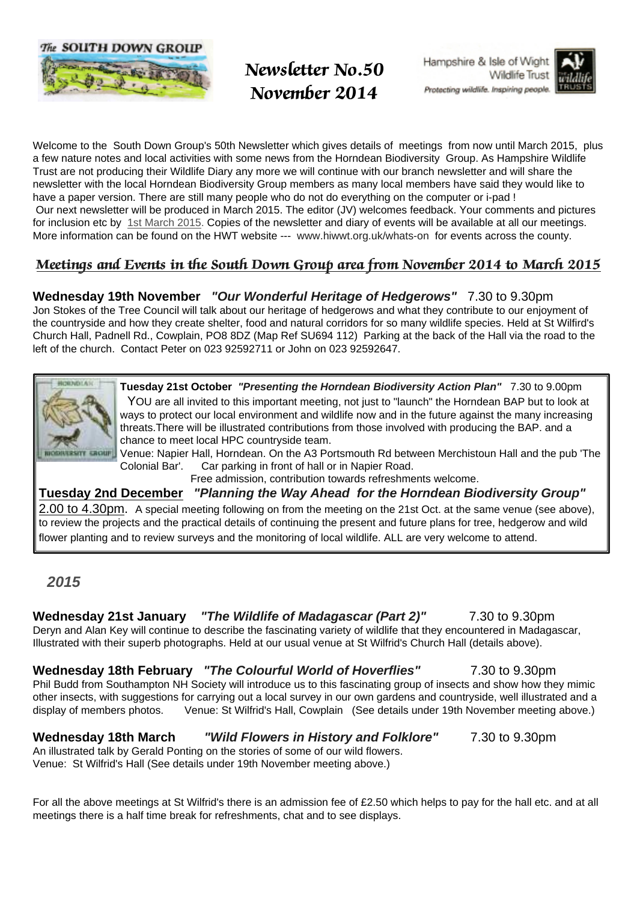The South Down Group

# Newsletter No.50
# November 2014

Hampshire & Isle of Wight Wildlife Trust
Protecting wildlife. Inspiring people.

Welcome to the South Down Group's 50th Newsletter which gives details of meetings from now until March 2015, plus a few nature notes and local activities with some news from the Horndean Biodiversity Group. As Hampshire Wildlife Trust are not producing their Wildlife Diary any more we will continue with our branch newsletter and will share the newsletter with the local Horndean Biodiversity Group members as many local members have said they would like to have a paper version. There are still many people who do not do everything on the computer or i-pad !
Our next newsletter will be produced in March 2015. The editor (JV) welcomes feedback. Your comments and pictures for inclusion etc by 1st March 2015. Copies of the newsletter and diary of events will be available at all our meetings. More information can be found on the HWT website --- www.hiwwt.org.uk/whats-on for events across the county.

## Meetings and Events in the South Down Group area from November 2014 to March 2015

**Wednesday 19th November** ***"Our Wonderful Heritage of Hedgerows"*** 7.30 to 9.30pm
Jon Stokes of the Tree Council will talk about our heritage of hedgerows and what they contribute to our enjoyment of the countryside and how they create shelter, food and natural corridors for so many wildlife species. Held at St Wilfrid's Church Hall, Padnell Rd., Cowplain, PO8 8DZ (Map Ref SU694 112) Parking at the back of the Hall via the road to the left of the church. Contact Peter on 023 92592711 or John on 023 92592647.

**Tuesday 21st October** ***"Presenting the Horndean Biodiversity Action Plan"*** 7.30 to 9.00pm
YOU are all invited to this important meeting, not just to "launch" the Horndean BAP but to look at ways to protect our local environment and wildlife now and in the future against the many increasing threats. There will be illustrated contributions from those involved with producing the BAP. and a chance to meet local HPC countryside team.
Venue: Napier Hall, Horndean. On the A3 Portsmouth Rd between Merchistoun Hall and the pub 'The Colonial Bar'. Car parking in front of hall or in Napier Road.
Free admission, contribution towards refreshments welcome.

**Tuesday 2nd December** ***"Planning the Way Ahead for the Horndean Biodiversity Group"***
2.00 to 4.30pm. A special meeting following on from the meeting on the 21st Oct. at the same venue (see above), to review the projects and the practical details of continuing the present and future plans for tree, hedgerow and wild flower planting and to review surveys and the monitoring of local wildlife. ALL are very welcome to attend.

### *2015*

**Wednesday 21st January** ***"The Wildlife of Madagascar (Part 2)"*** 7.30 to 9.30pm
Deryn and Alan Key will continue to describe the fascinating variety of wildlife that they encountered in Madagascar, Illustrated with their superb photographs. Held at our usual venue at St Wilfrid's Church Hall (details above).

**Wednesday 18th February** ***"The Colourful World of Hoverflies"*** 7.30 to 9.30pm
Phil Budd from Southampton NH Society will introduce us to this fascinating group of insects and show how they mimic other insects, with suggestions for carrying out a local survey in our own gardens and countryside, well illustrated and a display of members photos. Venue: St Wilfrid's Hall, Cowplain (See details under 19th November meeting above.)

**Wednesday 18th March** ***"Wild Flowers in History and Folklore"*** 7.30 to 9.30pm
An illustrated talk by Gerald Ponting on the stories of some of our wild flowers.
Venue: St Wilfrid's Hall (See details under 19th November meeting above.)

For all the above meetings at St Wilfrid's there is an admission fee of £2.50 which helps to pay for the hall etc. and at all meetings there is a half time break for refreshments, chat and to see displays.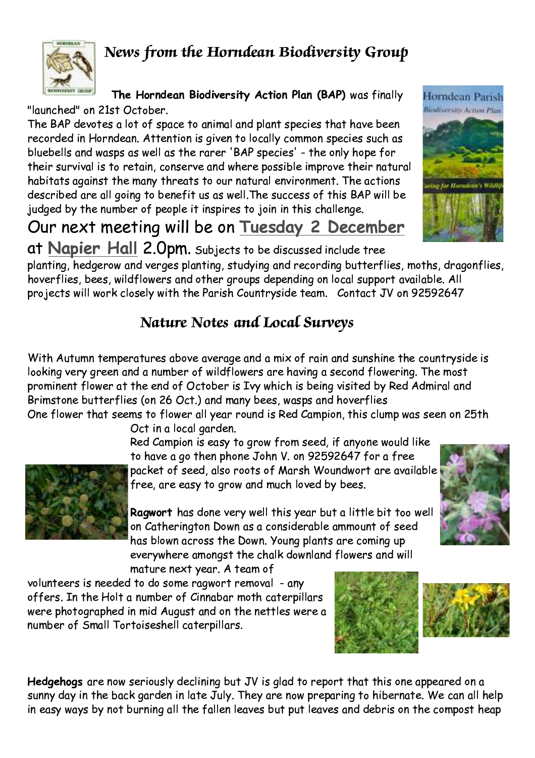# *News from the Horndean Biodiversity Group*

**The Horndean Biodiversity Action Plan (BAP)** was finally "launched" on 21st October.

The BAP devotes a lot of space to animal and plant species that have been recorded in Horndean. Attention is given to locally common species such as bluebells and wasps as well as the rarer 'BAP species' - the only hope for their survival is to retain, conserve and where possible improve their natural habitats against the many threats to our natural environment. The actions described are all going to benefit us as well.The success of this BAP will be judged by the number of people it inspires to join in this challenge.

Our next meeting will be on **Tuesday 2 December** at **Napier Hall** 2.0pm. Subjects to be discussed include tree planting, hedgerow and verges planting, studying and recording butterflies, moths, dragonflies, hoverflies, bees, wildflowers and other groups depending on local support available. All projects will work closely with the Parish Countryside team. Contact JV on 92592647

## *Nature Notes and Local Surveys*

With Autumn temperatures above average and a mix of rain and sunshine the countryside is looking very green and a number of wildflowers are having a second flowering. The most prominent flower at the end of October is Ivy which is being visited by Red Admiral and Brimstone butterflies (on 26 Oct.) and many bees, wasps and hoverflies

One flower that seems to flower all year round is Red Campion, this clump was seen on 25th Oct in a local garden.

Red Campion is easy to grow from seed, if anyone would like to have a go then phone John V. on 92592647 for a free packet of seed, also roots of Marsh Woundwort are available free, are easy to grow and much loved by bees.

**Ragwort** has done very well this year but a little bit too well on Catherington Down as a considerable ammount of seed has blown across the Down. Young plants are coming up everywhere amongst the chalk downland flowers and will mature next year. A team of volunteers is needed to do some ragwort removal - any offers. In the Holt a number of Cinnabar moth caterpillars were photographed in mid August and on the nettles were a number of Small Tortoiseshell caterpillars.

**Hedgehogs** are now seriously declining but JV is glad to report that this one appeared on a sunny day in the back garden in late July. They are now preparing to hibernate. We can all help in easy ways by not burning all the fallen leaves but put leaves and debris on the compost heap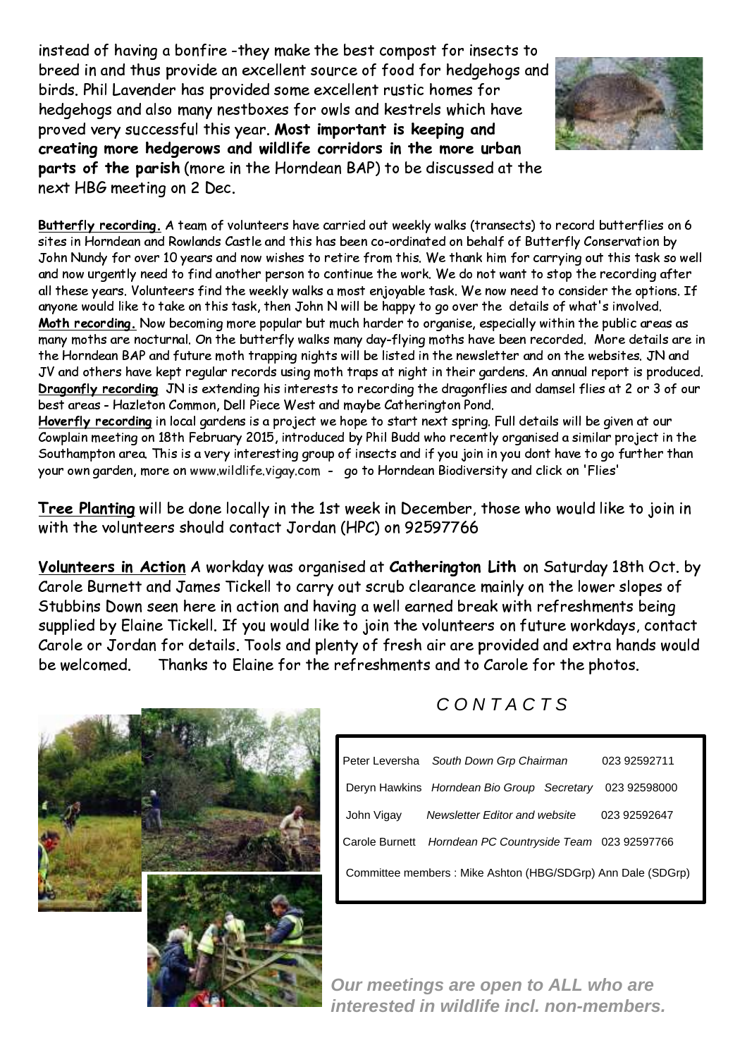instead of having a bonfire -they make the best compost for insects to breed in and thus provide an excellent source of food for hedgehogs and birds. Phil Lavender has provided some excellent rustic homes for hedgehogs and also many nestboxes for owls and kestrels which have proved very successful this year. **Most important is keeping and creating more hedgerows and wildlife corridors in the more urban parts of the parish** (more in the Horndean BAP) to be discussed at the next HBG meeting on 2 Dec.

**Butterfly recording.** A team of volunteers have carried out weekly walks (transects) to record butterflies on 6 sites in Horndean and Rowlands Castle and this has been co-ordinated on behalf of Butterfly Conservation by John Nundy for over 10 years and now wishes to retire from this. We thank him for carrying out this task so well and now urgently need to find another person to continue the work. We do not want to stop the recording after all these years. Volunteers find the weekly walks a most enjoyable task. We now need to consider the options. If anyone would like to take on this task, then John N will be happy to go over the details of what's involved.

**Moth recording.** Now becoming more popular but much harder to organise, especially within the public areas as many moths are nocturnal. On the butterfly walks many day-flying moths have been recorded. More details are in the Horndean BAP and future moth trapping nights will be listed in the newsletter and on the websites. JN and JV and others have kept regular records using moth traps at night in their gardens. An annual report is produced.

**Dragonfly recording** JN is extending his interests to recording the dragonflies and damsel flies at 2 or 3 of our best areas - Hazleton Common, Dell Piece West and maybe Catherington Pond.

**Hoverfly recording** in local gardens is a project we hope to start next spring. Full details will be given at our Cowplain meeting on 18th February 2015, introduced by Phil Budd who recently organised a similar project in the Southampton area. This is a very interesting group of insects and if you join in you dont have to go further than your own garden, more on www.wildlife.vigay.com - go to Horndean Biodiversity and click on 'Flies'

**Tree Planting** will be done locally in the 1st week in December, those who would like to join in with the volunteers should contact Jordan (HPC) on 92597766

**Volunteers in Action** A workday was organised at **Catherington Lith** on Saturday 18th Oct. by Carole Burnett and James Tickell to carry out scrub clearance mainly on the lower slopes of Stubbins Down seen here in action and having a well earned break with refreshments being supplied by Elaine Tickell. If you would like to join the volunteers on future workdays, contact Carole or Jordan for details. Tools and plenty of fresh air are provided and extra hands would be welcomed. Thanks to Elaine for the refreshments and to Carole for the photos.

## *CONTACTS*

| | | |
|---|---|---|
| Peter Leversha | *South Down Grp Chairman* | 023 92592711 |
| Deryn Hawkins | *Horndean Bio Group Secretary* | 023 92598000 |
| John Vigay | *Newsletter Editor and website* | 023 92592647 |
| Carole Burnett | *Horndean PC Countryside Team* | 023 92597766 |
| Committee members : Mike Ashton (HBG/SDGrp) Ann Dale (SDGrp) | | |

***Our meetings are open to ALL who are interested in wildlife incl. non-members.***